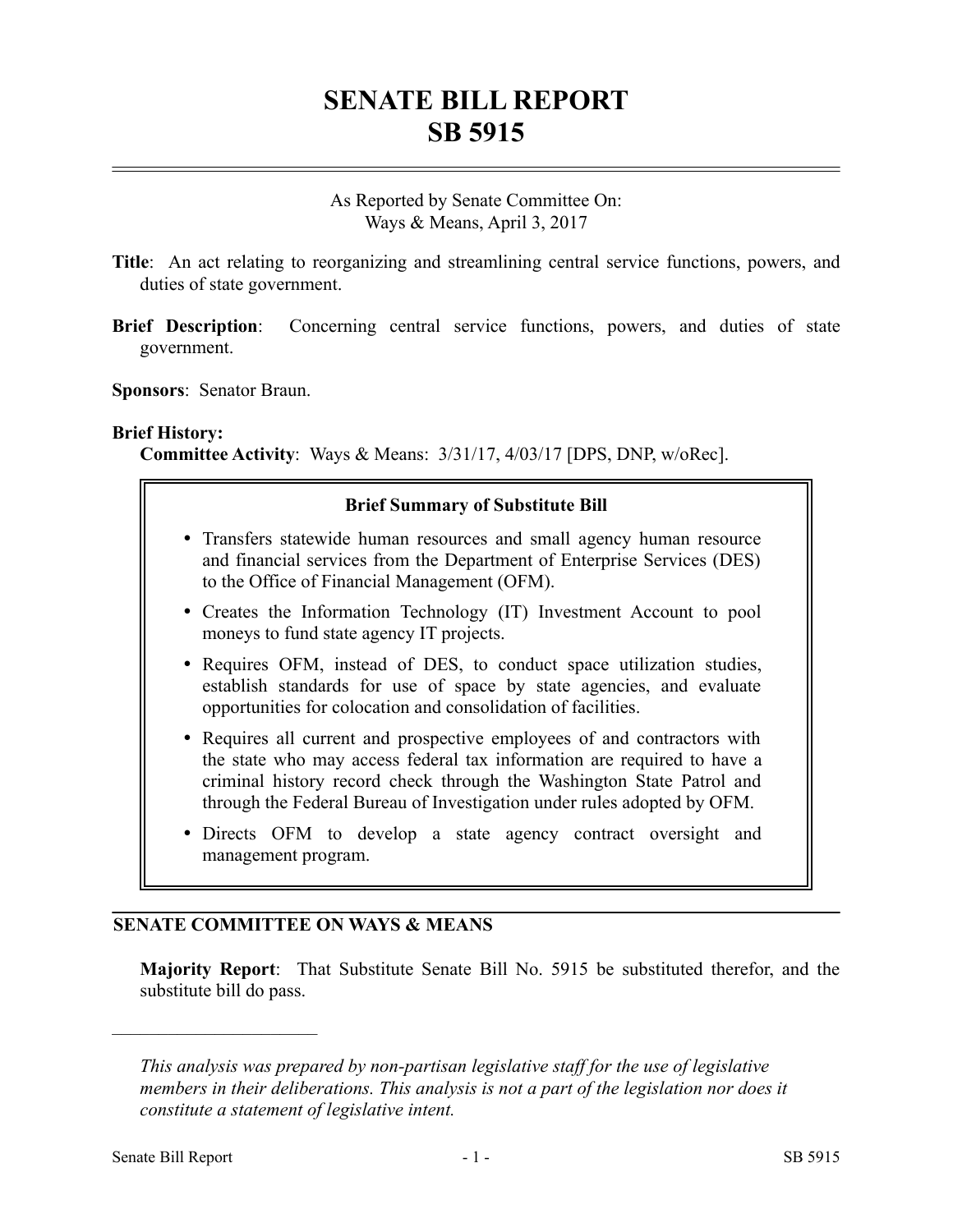# SENATE BILL REPORT
# SB 5915

As Reported by Senate Committee On:
Ways & Means, April 3, 2017

**Title**: An act relating to reorganizing and streamlining central service functions, powers, and duties of state government.

**Brief Description**: Concerning central service functions, powers, and duties of state government.

**Sponsors**: Senator Braun.

**Brief History:**
**Committee Activity**: Ways & Means: 3/31/17, 4/03/17 [DPS, DNP, w/oRec].

**Brief Summary of Substitute Bill**

- Transfers statewide human resources and small agency human resource and financial services from the Department of Enterprise Services (DES) to the Office of Financial Management (OFM).
- Creates the Information Technology (IT) Investment Account to pool moneys to fund state agency IT projects.
- Requires OFM, instead of DES, to conduct space utilization studies, establish standards for use of space by state agencies, and evaluate opportunities for colocation and consolidation of facilities.
- Requires all current and prospective employees of and contractors with the state who may access federal tax information are required to have a criminal history record check through the Washington State Patrol and through the Federal Bureau of Investigation under rules adopted by OFM.
- Directs OFM to develop a state agency contract oversight and management program.

## SENATE COMMITTEE ON WAYS & MEANS

**Majority Report**: That Substitute Senate Bill No. 5915 be substituted therefor, and the substitute bill do pass.

---

*This analysis was prepared by non-partisan legislative staff for the use of legislative members in their deliberations. This analysis is not a part of the legislation nor does it constitute a statement of legislative intent.*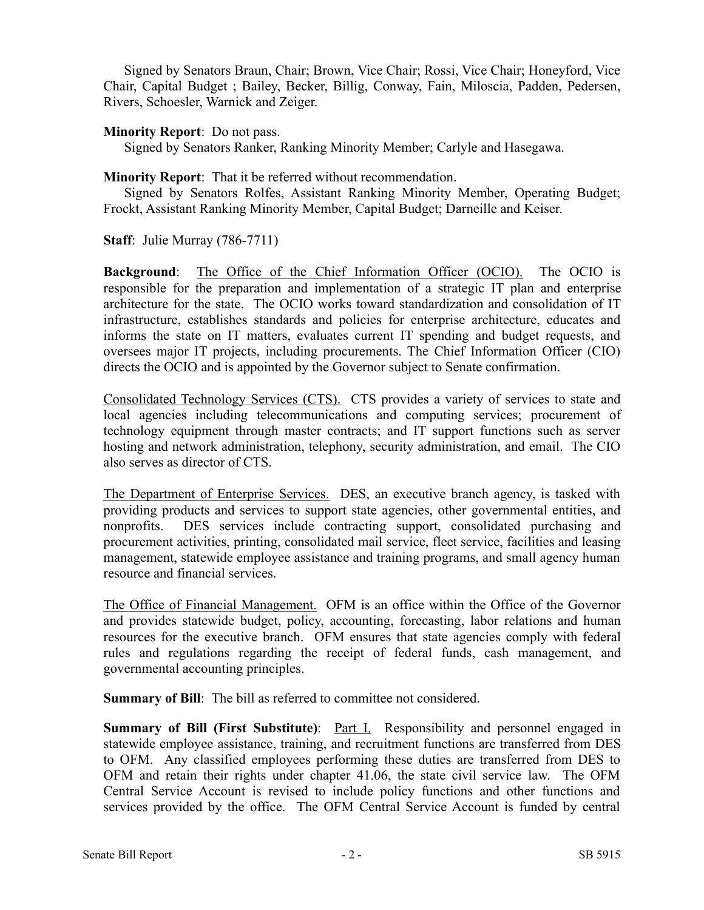Signed by Senators Braun, Chair; Brown, Vice Chair; Rossi, Vice Chair; Honeyford, Vice Chair, Capital Budget ; Bailey, Becker, Billig, Conway, Fain, Miloscia, Padden, Pedersen, Rivers, Schoesler, Warnick and Zeiger.

**Minority Report**: Do not pass.
Signed by Senators Ranker, Ranking Minority Member; Carlyle and Hasegawa.

**Minority Report**: That it be referred without recommendation.
Signed by Senators Rolfes, Assistant Ranking Minority Member, Operating Budget; Frockt, Assistant Ranking Minority Member, Capital Budget; Darneille and Keiser.

**Staff**: Julie Murray (786-7711)

**Background**: The Office of the Chief Information Officer (OCIO). The OCIO is responsible for the preparation and implementation of a strategic IT plan and enterprise architecture for the state. The OCIO works toward standardization and consolidation of IT infrastructure, establishes standards and policies for enterprise architecture, educates and informs the state on IT matters, evaluates current IT spending and budget requests, and oversees major IT projects, including procurements. The Chief Information Officer (CIO) directs the OCIO and is appointed by the Governor subject to Senate confirmation.

Consolidated Technology Services (CTS). CTS provides a variety of services to state and local agencies including telecommunications and computing services; procurement of technology equipment through master contracts; and IT support functions such as server hosting and network administration, telephony, security administration, and email. The CIO also serves as director of CTS.

The Department of Enterprise Services. DES, an executive branch agency, is tasked with providing products and services to support state agencies, other governmental entities, and nonprofits. DES services include contracting support, consolidated purchasing and procurement activities, printing, consolidated mail service, fleet service, facilities and leasing management, statewide employee assistance and training programs, and small agency human resource and financial services.

The Office of Financial Management. OFM is an office within the Office of the Governor and provides statewide budget, policy, accounting, forecasting, labor relations and human resources for the executive branch. OFM ensures that state agencies comply with federal rules and regulations regarding the receipt of federal funds, cash management, and governmental accounting principles.

**Summary of Bill**: The bill as referred to committee not considered.

**Summary of Bill (First Substitute)**: Part I. Responsibility and personnel engaged in statewide employee assistance, training, and recruitment functions are transferred from DES to OFM. Any classified employees performing these duties are transferred from DES to OFM and retain their rights under chapter 41.06, the state civil service law. The OFM Central Service Account is revised to include policy functions and other functions and services provided by the office. The OFM Central Service Account is funded by central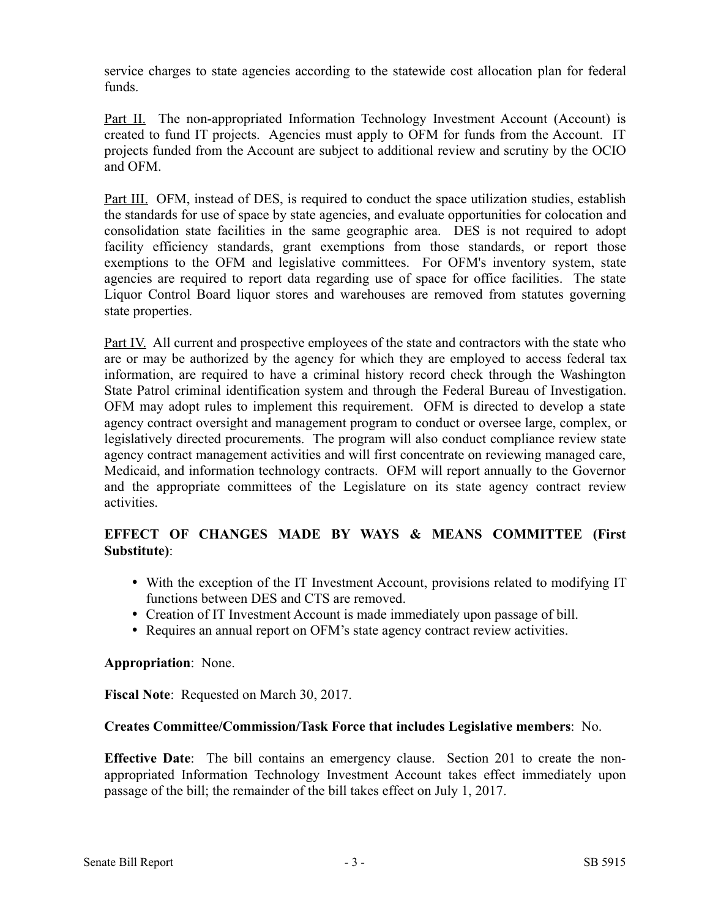service charges to state agencies according to the statewide cost allocation plan for federal funds.

Part II. The non-appropriated Information Technology Investment Account (Account) is created to fund IT projects. Agencies must apply to OFM for funds from the Account. IT projects funded from the Account are subject to additional review and scrutiny by the OCIO and OFM.

Part III. OFM, instead of DES, is required to conduct the space utilization studies, establish the standards for use of space by state agencies, and evaluate opportunities for colocation and consolidation state facilities in the same geographic area. DES is not required to adopt facility efficiency standards, grant exemptions from those standards, or report those exemptions to the OFM and legislative committees. For OFM's inventory system, state agencies are required to report data regarding use of space for office facilities. The state Liquor Control Board liquor stores and warehouses are removed from statutes governing state properties.

Part IV. All current and prospective employees of the state and contractors with the state who are or may be authorized by the agency for which they are employed to access federal tax information, are required to have a criminal history record check through the Washington State Patrol criminal identification system and through the Federal Bureau of Investigation. OFM may adopt rules to implement this requirement. OFM is directed to develop a state agency contract oversight and management program to conduct or oversee large, complex, or legislatively directed procurements. The program will also conduct compliance review state agency contract management activities and will first concentrate on reviewing managed care, Medicaid, and information technology contracts. OFM will report annually to the Governor and the appropriate committees of the Legislature on its state agency contract review activities.

**EFFECT OF CHANGES MADE BY WAYS & MEANS COMMITTEE (First Substitute)**:

- With the exception of the IT Investment Account, provisions related to modifying IT functions between DES and CTS are removed.
- Creation of IT Investment Account is made immediately upon passage of bill.
- Requires an annual report on OFM's state agency contract review activities.

**Appropriation**: None.

**Fiscal Note**: Requested on March 30, 2017.

**Creates Committee/Commission/Task Force that includes Legislative members**: No.

**Effective Date**: The bill contains an emergency clause. Section 201 to create the non-appropriated Information Technology Investment Account takes effect immediately upon passage of the bill; the remainder of the bill takes effect on July 1, 2017.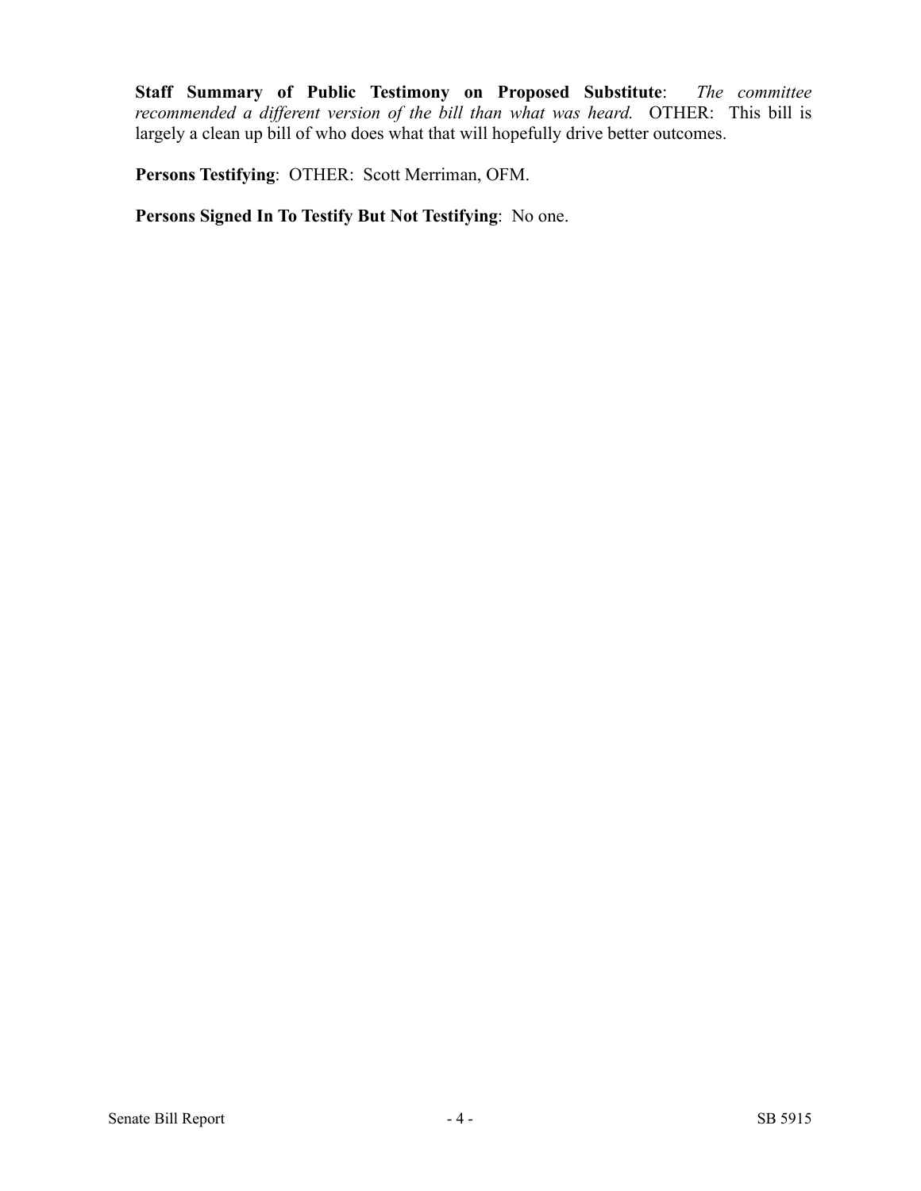**Staff Summary of Public Testimony on Proposed Substitute**: *The committee recommended a different version of the bill than what was heard.* OTHER: This bill is largely a clean up bill of who does what that will hopefully drive better outcomes.

**Persons Testifying**: OTHER: Scott Merriman, OFM.

**Persons Signed In To Testify But Not Testifying**: No one.